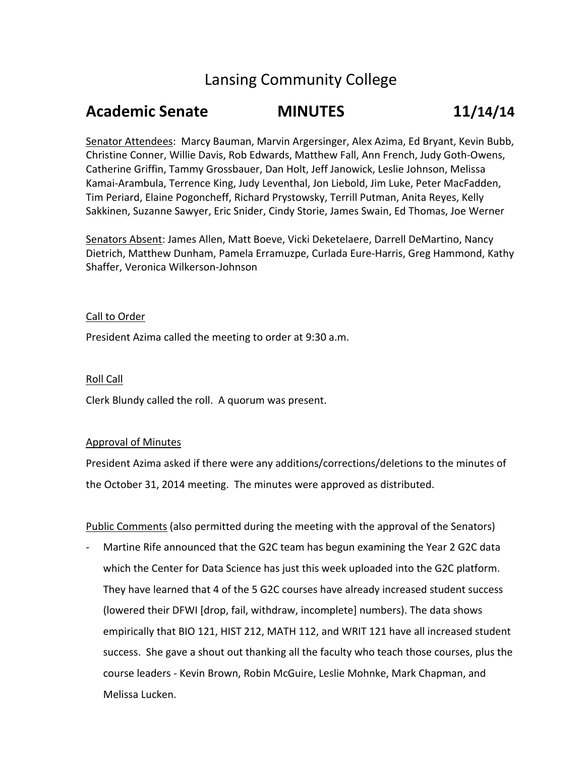# Lansing Community College

## Academic Senate MINUTES 11/14/14

Senator Attendees: Marcy Bauman, Marvin Argersinger, Alex Azima, Ed Bryant, Kevin Bubb, Christine Conner, Willie Davis, Rob Edwards, Matthew Fall, Ann French, Judy Goth-Owens, Catherine Griffin, Tammy Grossbauer, Dan Holt, Jeff Janowick, Leslie Johnson, Melissa Kamai-Arambula, Terrence King, Judy Leventhal, Jon Liebold, Jim Luke, Peter MacFadden, Tim Periard, Elaine Pogoncheff, Richard Prystowsky, Terrill Putman, Anita Reyes, Kelly Sakkinen, Suzanne Sawyer, Eric Snider, Cindy Storie, James Swain, Ed Thomas, Joe Werner

Senators Absent: James Allen, Matt Boeve, Vicki Deketelaere, Darrell DeMartino, Nancy Dietrich, Matthew Dunham, Pamela Erramuzpe, Curlada Eure-Harris, Greg Hammond, Kathy Shaffer, Veronica Wilkerson-Johnson

Call to Order

President Azima called the meeting to order at 9:30 a.m.

Roll Call

Clerk Blundy called the roll. A quorum was present.

Approval of Minutes

President Azima asked if there were any additions/corrections/deletions to the minutes of the October 31, 2014 meeting. The minutes were approved as distributed.

Public Comments (also permitted during the meeting with the approval of the Senators)

- Martine Rife announced that the G2C team has begun examining the Year 2 G2C data which the Center for Data Science has just this week uploaded into the G2C platform. They have learned that 4 of the 5 G2C courses have already increased student success (lowered their DFWI [drop, fail, withdraw, incomplete] numbers). The data shows empirically that BIO 121, HIST 212, MATH 112, and WRIT 121 have all increased student success. She gave a shout out thanking all the faculty who teach those courses, plus the course leaders - Kevin Brown, Robin McGuire, Leslie Mohnke, Mark Chapman, and Melissa Lucken.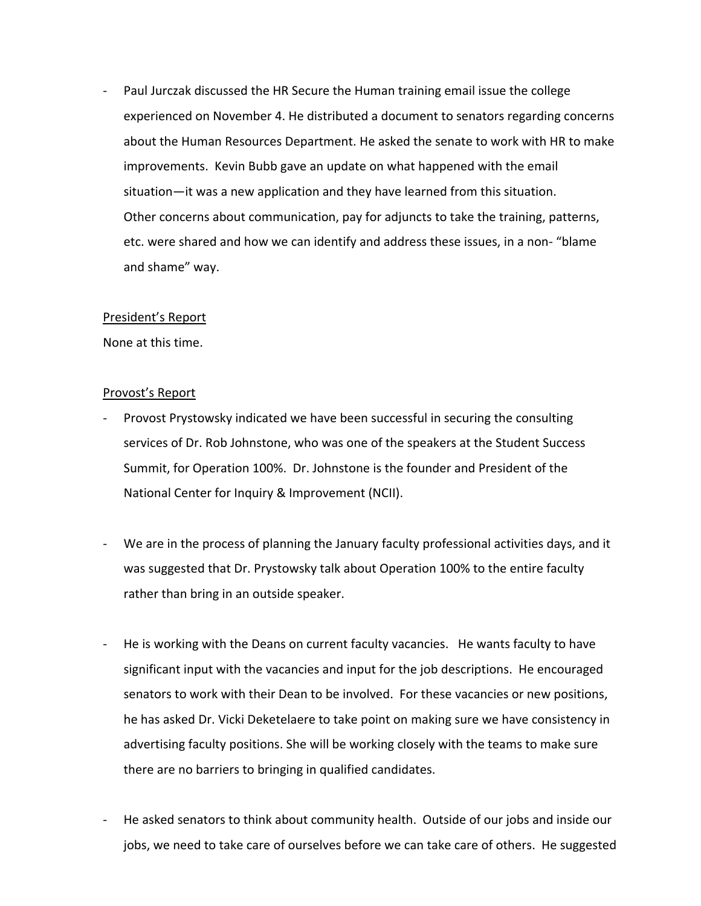- Paul Jurczak discussed the HR Secure the Human training email issue the college experienced on November 4. He distributed a document to senators regarding concerns about the Human Resources Department. He asked the senate to work with HR to make improvements. Kevin Bubb gave an update on what happened with the email situation—it was a new application and they have learned from this situation. Other concerns about communication, pay for adjuncts to take the training, patterns, etc. were shared and how we can identify and address these issues, in a non- "blame and shame" way.

<u>President's Report</u>

None at this time.

<u>Provost's Report</u>

- Provost Prystowsky indicated we have been successful in securing the consulting services of Dr. Rob Johnstone, who was one of the speakers at the Student Success Summit, for Operation 100%. Dr. Johnstone is the founder and President of the National Center for Inquiry & Improvement (NCII).

- We are in the process of planning the January faculty professional activities days, and it was suggested that Dr. Prystowsky talk about Operation 100% to the entire faculty rather than bring in an outside speaker.

- He is working with the Deans on current faculty vacancies. He wants faculty to have significant input with the vacancies and input for the job descriptions. He encouraged senators to work with their Dean to be involved. For these vacancies or new positions, he has asked Dr. Vicki Deketelaere to take point on making sure we have consistency in advertising faculty positions. She will be working closely with the teams to make sure there are no barriers to bringing in qualified candidates.

- He asked senators to think about community health. Outside of our jobs and inside our jobs, we need to take care of ourselves before we can take care of others. He suggested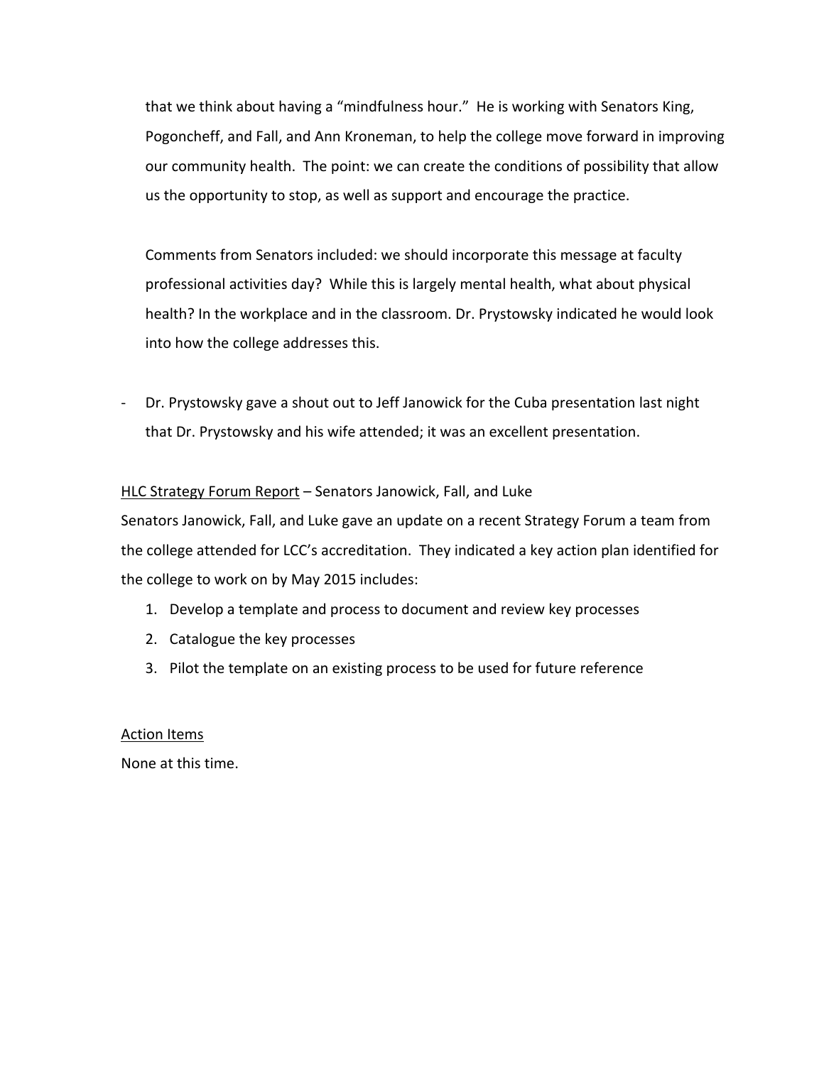that we think about having a "mindfulness hour." He is working with Senators King, Pogoncheff, and Fall, and Ann Kroneman, to help the college move forward in improving our community health. The point: we can create the conditions of possibility that allow us the opportunity to stop, as well as support and encourage the practice.

Comments from Senators included: we should incorporate this message at faculty professional activities day? While this is largely mental health, what about physical health? In the workplace and in the classroom. Dr. Prystowsky indicated he would look into how the college addresses this.

- Dr. Prystowsky gave a shout out to Jeff Janowick for the Cuba presentation last night that Dr. Prystowsky and his wife attended; it was an excellent presentation.

<u>HLC Strategy Forum Report</u> – Senators Janowick, Fall, and Luke

Senators Janowick, Fall, and Luke gave an update on a recent Strategy Forum a team from the college attended for LCC's accreditation. They indicated a key action plan identified for the college to work on by May 2015 includes:

1. Develop a template and process to document and review key processes
2. Catalogue the key processes
3. Pilot the template on an existing process to be used for future reference

<u>Action Items</u>

None at this time.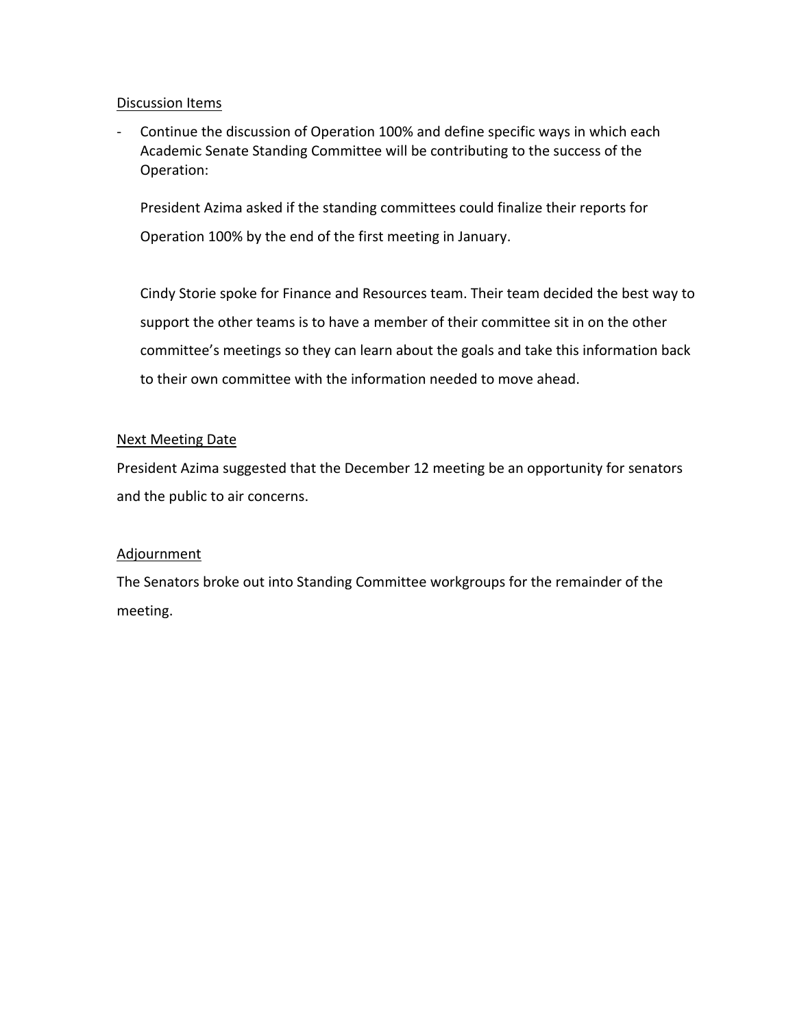Discussion Items

- Continue the discussion of Operation 100% and define specific ways in which each Academic Senate Standing Committee will be contributing to the success of the Operation:

  President Azima asked if the standing committees could finalize their reports for Operation 100% by the end of the first meeting in January.

  Cindy Storie spoke for Finance and Resources team. Their team decided the best way to support the other teams is to have a member of their committee sit in on the other committee's meetings so they can learn about the goals and take this information back to their own committee with the information needed to move ahead.

Next Meeting Date

President Azima suggested that the December 12 meeting be an opportunity for senators and the public to air concerns.

Adjournment

The Senators broke out into Standing Committee workgroups for the remainder of the meeting.